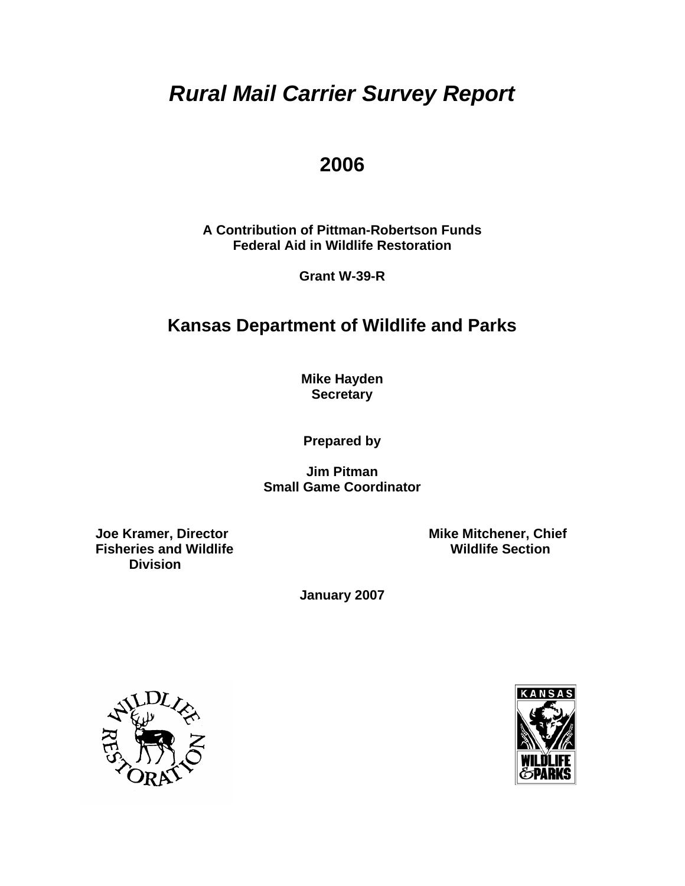# *Rural Mail Carrier Survey Report*

## 2006

**A Contribution of Pittman-Robertson Funds**
**Federal Aid in Wildlife Restoration**

**Grant W-39-R**

## Kansas Department of Wildlife and Parks

**Mike Hayden**
**Secretary**

**Prepared by**

**Jim Pitman**
**Small Game Coordinator**

**Joe Kramer, Director**
**Fisheries and Wildlife Division**

**Mike Mitchener, Chief**
**Wildlife Section**

**January 2007**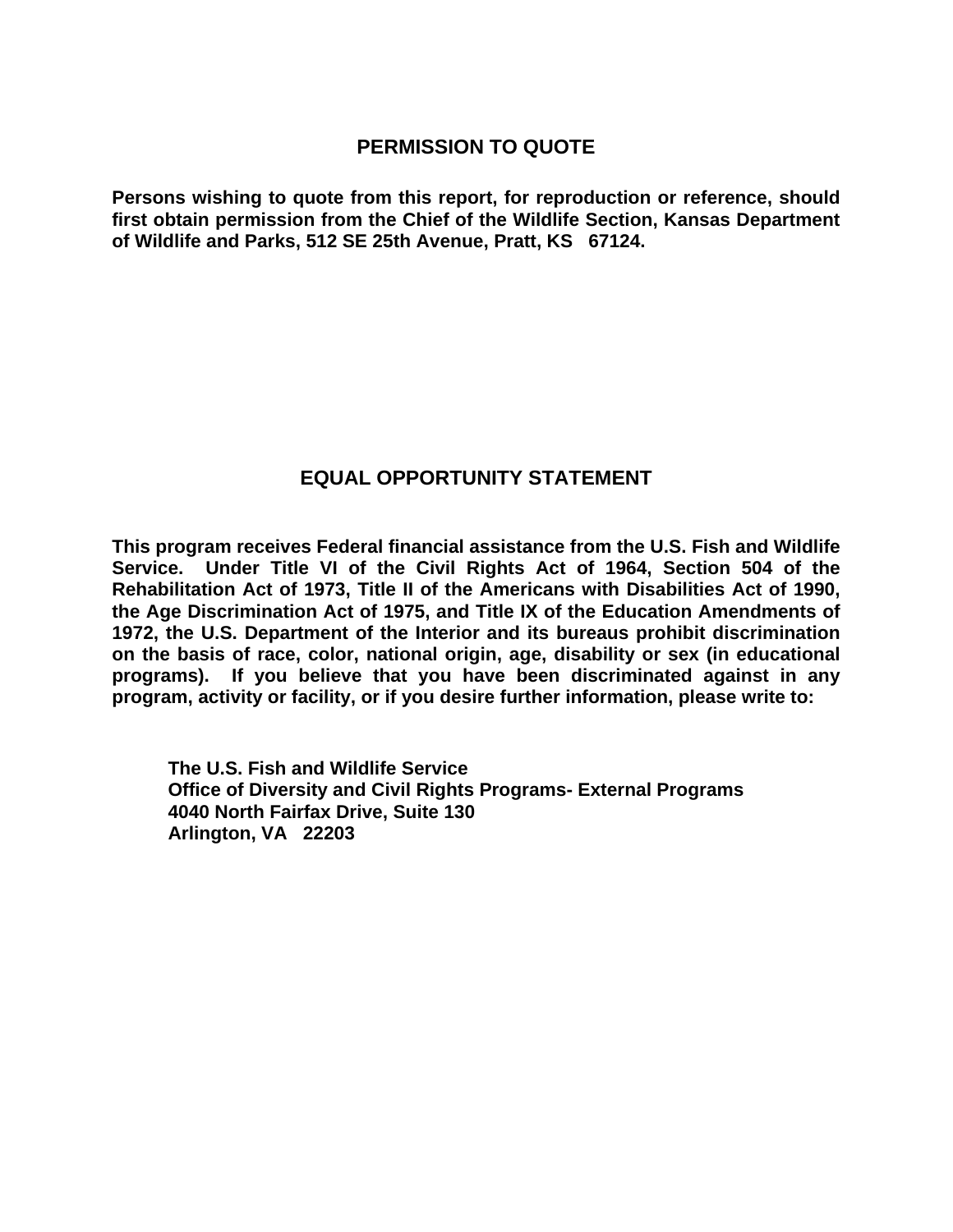## PERMISSION TO QUOTE

**Persons wishing to quote from this report, for reproduction or reference, should first obtain permission from the Chief of the Wildlife Section, Kansas Department of Wildlife and Parks, 512 SE 25th Avenue, Pratt, KS 67124.**

## EQUAL OPPORTUNITY STATEMENT

**This program receives Federal financial assistance from the U.S. Fish and Wildlife Service. Under Title VI of the Civil Rights Act of 1964, Section 504 of the Rehabilitation Act of 1973, Title II of the Americans with Disabilities Act of 1990, the Age Discrimination Act of 1975, and Title IX of the Education Amendments of 1972, the U.S. Department of the Interior and its bureaus prohibit discrimination on the basis of race, color, national origin, age, disability or sex (in educational programs). If you believe that you have been discriminated against in any program, activity or facility, or if you desire further information, please write to:**

**The U.S. Fish and Wildlife Service**
**Office of Diversity and Civil Rights Programs- External Programs**
**4040 North Fairfax Drive, Suite 130**
**Arlington, VA 22203**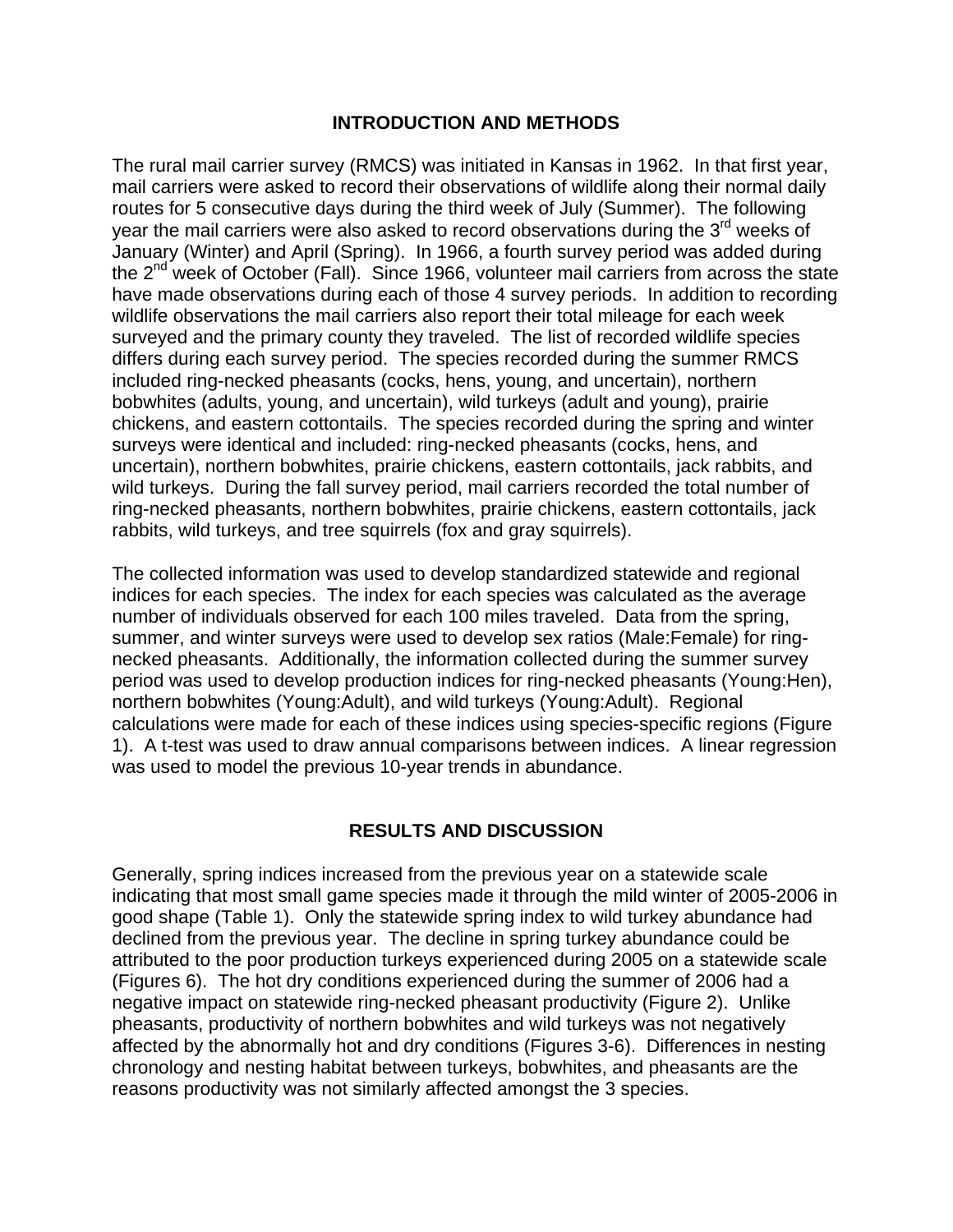## INTRODUCTION AND METHODS

The rural mail carrier survey (RMCS) was initiated in Kansas in 1962. In that first year, mail carriers were asked to record their observations of wildlife along their normal daily routes for 5 consecutive days during the third week of July (Summer). The following year the mail carriers were also asked to record observations during the 3rd weeks of January (Winter) and April (Spring). In 1966, a fourth survey period was added during the 2nd week of October (Fall). Since 1966, volunteer mail carriers from across the state have made observations during each of those 4 survey periods. In addition to recording wildlife observations the mail carriers also report their total mileage for each week surveyed and the primary county they traveled. The list of recorded wildlife species differs during each survey period. The species recorded during the summer RMCS included ring-necked pheasants (cocks, hens, young, and uncertain), northern bobwhites (adults, young, and uncertain), wild turkeys (adult and young), prairie chickens, and eastern cottontails. The species recorded during the spring and winter surveys were identical and included: ring-necked pheasants (cocks, hens, and uncertain), northern bobwhites, prairie chickens, eastern cottontails, jack rabbits, and wild turkeys. During the fall survey period, mail carriers recorded the total number of ring-necked pheasants, northern bobwhites, prairie chickens, eastern cottontails, jack rabbits, wild turkeys, and tree squirrels (fox and gray squirrels).

The collected information was used to develop standardized statewide and regional indices for each species. The index for each species was calculated as the average number of individuals observed for each 100 miles traveled. Data from the spring, summer, and winter surveys were used to develop sex ratios (Male:Female) for ring-necked pheasants. Additionally, the information collected during the summer survey period was used to develop production indices for ring-necked pheasants (Young:Hen), northern bobwhites (Young:Adult), and wild turkeys (Young:Adult). Regional calculations were made for each of these indices using species-specific regions (Figure 1). A t-test was used to draw annual comparisons between indices. A linear regression was used to model the previous 10-year trends in abundance.

## RESULTS AND DISCUSSION

Generally, spring indices increased from the previous year on a statewide scale indicating that most small game species made it through the mild winter of 2005-2006 in good shape (Table 1). Only the statewide spring index to wild turkey abundance had declined from the previous year. The decline in spring turkey abundance could be attributed to the poor production turkeys experienced during 2005 on a statewide scale (Figures 6). The hot dry conditions experienced during the summer of 2006 had a negative impact on statewide ring-necked pheasant productivity (Figure 2). Unlike pheasants, productivity of northern bobwhites and wild turkeys was not negatively affected by the abnormally hot and dry conditions (Figures 3-6). Differences in nesting chronology and nesting habitat between turkeys, bobwhites, and pheasants are the reasons productivity was not similarly affected amongst the 3 species.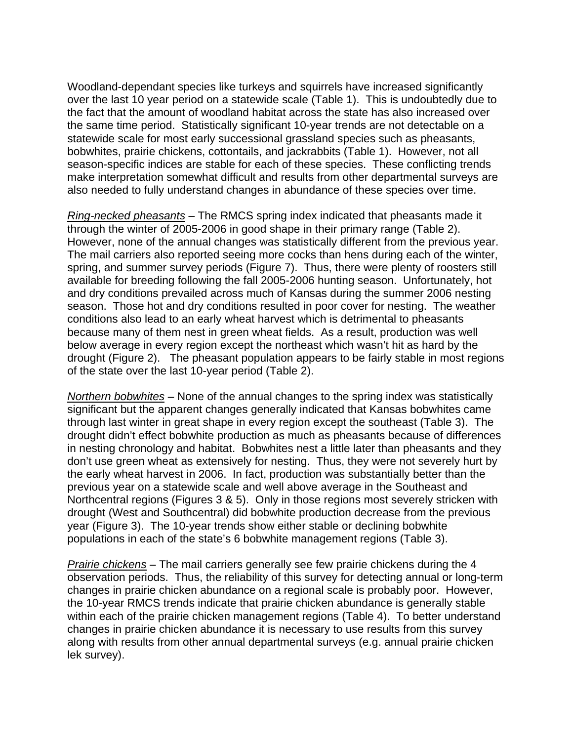Woodland-dependant species like turkeys and squirrels have increased significantly over the last 10 year period on a statewide scale (Table 1). This is undoubtedly due to the fact that the amount of woodland habitat across the state has also increased over the same time period. Statistically significant 10-year trends are not detectable on a statewide scale for most early successional grassland species such as pheasants, bobwhites, prairie chickens, cottontails, and jackrabbits (Table 1). However, not all season-specific indices are stable for each of these species. These conflicting trends make interpretation somewhat difficult and results from other departmental surveys are also needed to fully understand changes in abundance of these species over time.

<u>Ring-necked pheasants</u> – The RMCS spring index indicated that pheasants made it through the winter of 2005-2006 in good shape in their primary range (Table 2). However, none of the annual changes was statistically different from the previous year. The mail carriers also reported seeing more cocks than hens during each of the winter, spring, and summer survey periods (Figure 7). Thus, there were plenty of roosters still available for breeding following the fall 2005-2006 hunting season. Unfortunately, hot and dry conditions prevailed across much of Kansas during the summer 2006 nesting season. Those hot and dry conditions resulted in poor cover for nesting. The weather conditions also lead to an early wheat harvest which is detrimental to pheasants because many of them nest in green wheat fields. As a result, production was well below average in every region except the northeast which wasn't hit as hard by the drought (Figure 2). The pheasant population appears to be fairly stable in most regions of the state over the last 10-year period (Table 2).

<u>Northern bobwhites</u> – None of the annual changes to the spring index was statistically significant but the apparent changes generally indicated that Kansas bobwhites came through last winter in great shape in every region except the southeast (Table 3). The drought didn't effect bobwhite production as much as pheasants because of differences in nesting chronology and habitat. Bobwhites nest a little later than pheasants and they don't use green wheat as extensively for nesting. Thus, they were not severely hurt by the early wheat harvest in 2006. In fact, production was substantially better than the previous year on a statewide scale and well above average in the Southeast and Northcentral regions (Figures 3 & 5). Only in those regions most severely stricken with drought (West and Southcentral) did bobwhite production decrease from the previous year (Figure 3). The 10-year trends show either stable or declining bobwhite populations in each of the state's 6 bobwhite management regions (Table 3).

<u>Prairie chickens</u> – The mail carriers generally see few prairie chickens during the 4 observation periods. Thus, the reliability of this survey for detecting annual or long-term changes in prairie chicken abundance on a regional scale is probably poor. However, the 10-year RMCS trends indicate that prairie chicken abundance is generally stable within each of the prairie chicken management regions (Table 4). To better understand changes in prairie chicken abundance it is necessary to use results from this survey along with results from other annual departmental surveys (e.g. annual prairie chicken lek survey).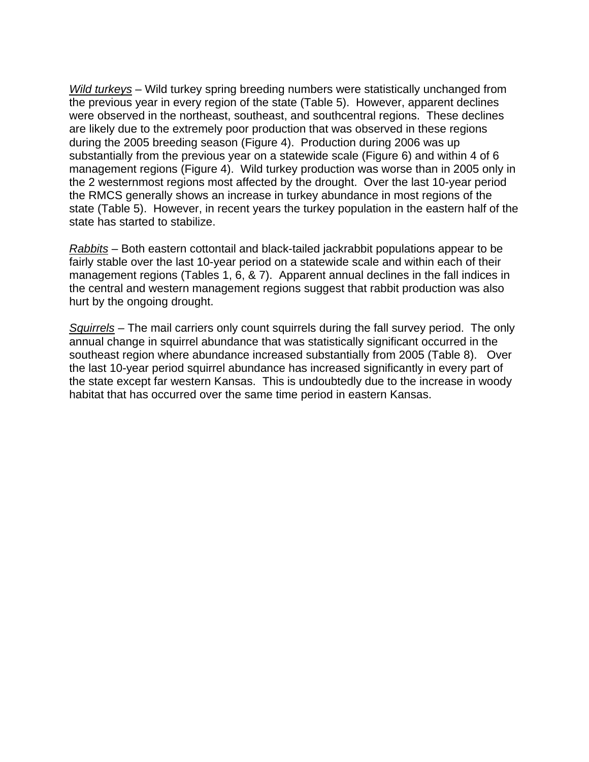*Wild turkeys* – Wild turkey spring breeding numbers were statistically unchanged from the previous year in every region of the state (Table 5). However, apparent declines were observed in the northeast, southeast, and southcentral regions. These declines are likely due to the extremely poor production that was observed in these regions during the 2005 breeding season (Figure 4). Production during 2006 was up substantially from the previous year on a statewide scale (Figure 6) and within 4 of 6 management regions (Figure 4). Wild turkey production was worse than in 2005 only in the 2 westernmost regions most affected by the drought. Over the last 10-year period the RMCS generally shows an increase in turkey abundance in most regions of the state (Table 5). However, in recent years the turkey population in the eastern half of the state has started to stabilize.

*Rabbits* – Both eastern cottontail and black-tailed jackrabbit populations appear to be fairly stable over the last 10-year period on a statewide scale and within each of their management regions (Tables 1, 6, & 7). Apparent annual declines in the fall indices in the central and western management regions suggest that rabbit production was also hurt by the ongoing drought.

*Squirrels* – The mail carriers only count squirrels during the fall survey period. The only annual change in squirrel abundance that was statistically significant occurred in the southeast region where abundance increased substantially from 2005 (Table 8). Over the last 10-year period squirrel abundance has increased significantly in every part of the state except far western Kansas. This is undoubtedly due to the increase in woody habitat that has occurred over the same time period in eastern Kansas.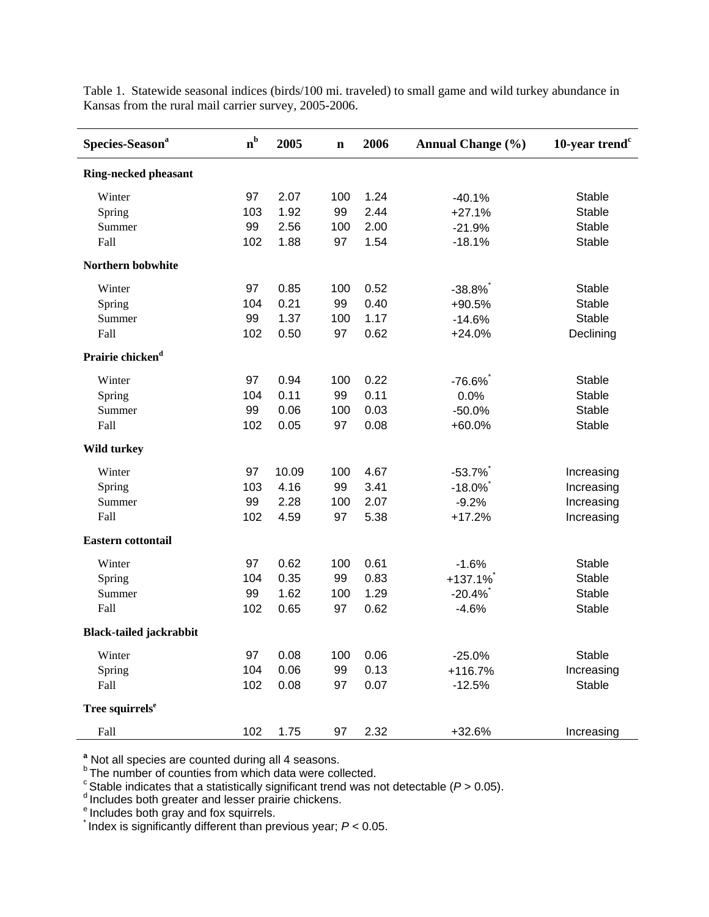Table 1. Statewide seasonal indices (birds/100 mi. traveled) to small game and wild turkey abundance in Kansas from the rural mail carrier survey, 2005-2006.

| Species-Season[a] | n[b] | 2005 | n | 2006 | Annual Change (%) | 10-year trend[c] |
|---|---|---|---|---|---|---|
| **Ring-necked pheasant** | | | | | | |
| Winter | 97 | 2.07 | 100 | 1.24 | -40.1% | Stable |
| Spring | 103 | 1.92 | 99 | 2.44 | +27.1% | Stable |
| Summer | 99 | 2.56 | 100 | 2.00 | -21.9% | Stable |
| Fall | 102 | 1.88 | 97 | 1.54 | -18.1% | Stable |
| **Northern bobwhite** | | | | | | |
| Winter | 97 | 0.85 | 100 | 0.52 | -38.8%* | Stable |
| Spring | 104 | 0.21 | 99 | 0.40 | +90.5% | Stable |
| Summer | 99 | 1.37 | 100 | 1.17 | -14.6% | Stable |
| Fall | 102 | 0.50 | 97 | 0.62 | +24.0% | Declining |
| **Prairie chicken[d]** | | | | | | |
| Winter | 97 | 0.94 | 100 | 0.22 | -76.6%* | Stable |
| Spring | 104 | 0.11 | 99 | 0.11 | 0.0% | Stable |
| Summer | 99 | 0.06 | 100 | 0.03 | -50.0% | Stable |
| Fall | 102 | 0.05 | 97 | 0.08 | +60.0% | Stable |
| **Wild turkey** | | | | | | |
| Winter | 97 | 10.09 | 100 | 4.67 | -53.7%* | Increasing |
| Spring | 103 | 4.16 | 99 | 3.41 | -18.0%* | Increasing |
| Summer | 99 | 2.28 | 100 | 2.07 | -9.2% | Increasing |
| Fall | 102 | 4.59 | 97 | 5.38 | +17.2% | Increasing |
| **Eastern cottontail** | | | | | | |
| Winter | 97 | 0.62 | 100 | 0.61 | -1.6% | Stable |
| Spring | 104 | 0.35 | 99 | 0.83 | +137.1%* | Stable |
| Summer | 99 | 1.62 | 100 | 1.29 | -20.4%* | Stable |
| Fall | 102 | 0.65 | 97 | 0.62 | -4.6% | Stable |
| **Black-tailed jackrabbit** | | | | | | |
| Winter | 97 | 0.08 | 100 | 0.06 | -25.0% | Stable |
| Spring | 104 | 0.06 | 99 | 0.13 | +116.7% | Increasing |
| Fall | 102 | 0.08 | 97 | 0.07 | -12.5% | Stable |
| **Tree squirrels[e]** | | | | | | |
| Fall | 102 | 1.75 | 97 | 2.32 | +32.6% | Increasing |

[a] Not all species are counted during all 4 seasons.
[b] The number of counties from which data were collected.
[c] Stable indicates that a statistically significant trend was not detectable ($P > 0.05$).
[d] Includes both greater and lesser prairie chickens.
[e] Includes both gray and fox squirrels.
[*] Index is significantly different than previous year; $P < 0.05$.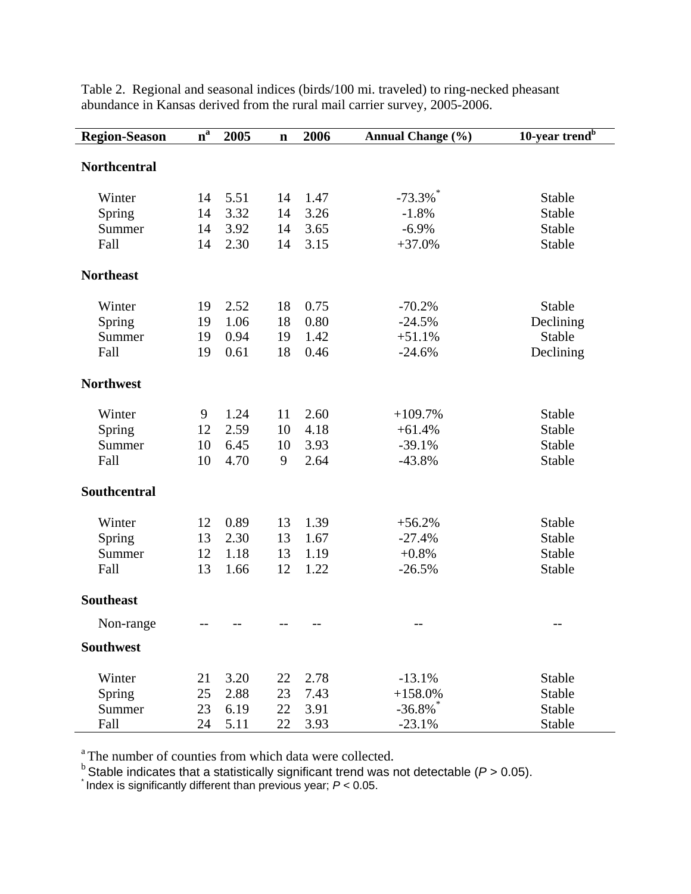Table 2. Regional and seasonal indices (birds/100 mi. traveled) to ring-necked pheasant abundance in Kansas derived from the rural mail carrier survey, 2005-2006.

| Region-Season | n[a] | 2005 | n | 2006 | Annual Change (%) | 10-year trend[b] |
|---|---|---|---|---|---|---|
| **Northcentral** | | | | | | |
| Winter | 14 | 5.51 | 14 | 1.47 | -73.3%* | Stable |
| Spring | 14 | 3.32 | 14 | 3.26 | -1.8% | Stable |
| Summer | 14 | 3.92 | 14 | 3.65 | -6.9% | Stable |
| Fall | 14 | 2.30 | 14 | 3.15 | +37.0% | Stable |
| **Northeast** | | | | | | |
| Winter | 19 | 2.52 | 18 | 0.75 | -70.2% | Stable |
| Spring | 19 | 1.06 | 18 | 0.80 | -24.5% | Declining |
| Summer | 19 | 0.94 | 19 | 1.42 | +51.1% | Stable |
| Fall | 19 | 0.61 | 18 | 0.46 | -24.6% | Declining |
| **Northwest** | | | | | | |
| Winter | 9 | 1.24 | 11 | 2.60 | +109.7% | Stable |
| Spring | 12 | 2.59 | 10 | 4.18 | +61.4% | Stable |
| Summer | 10 | 6.45 | 10 | 3.93 | -39.1% | Stable |
| Fall | 10 | 4.70 | 9 | 2.64 | -43.8% | Stable |
| **Southcentral** | | | | | | |
| Winter | 12 | 0.89 | 13 | 1.39 | +56.2% | Stable |
| Spring | 13 | 2.30 | 13 | 1.67 | -27.4% | Stable |
| Summer | 12 | 1.18 | 13 | 1.19 | +0.8% | Stable |
| Fall | 13 | 1.66 | 12 | 1.22 | -26.5% | Stable |
| **Southeast** | | | | | | |
| Non-range | -- | -- | -- | -- | -- | -- |
| **Southwest** | | | | | | |
| Winter | 21 | 3.20 | 22 | 2.78 | -13.1% | Stable |
| Spring | 25 | 2.88 | 23 | 7.43 | +158.0% | Stable |
| Summer | 23 | 6.19 | 22 | 3.91 | -36.8%* | Stable |
| Fall | 24 | 5.11 | 22 | 3.93 | -23.1% | Stable |

[a] The number of counties from which data were collected.
[b] Stable indicates that a statistically significant trend was not detectable ($P > 0.05$).
[*] Index is significantly different than previous year; $P < 0.05$.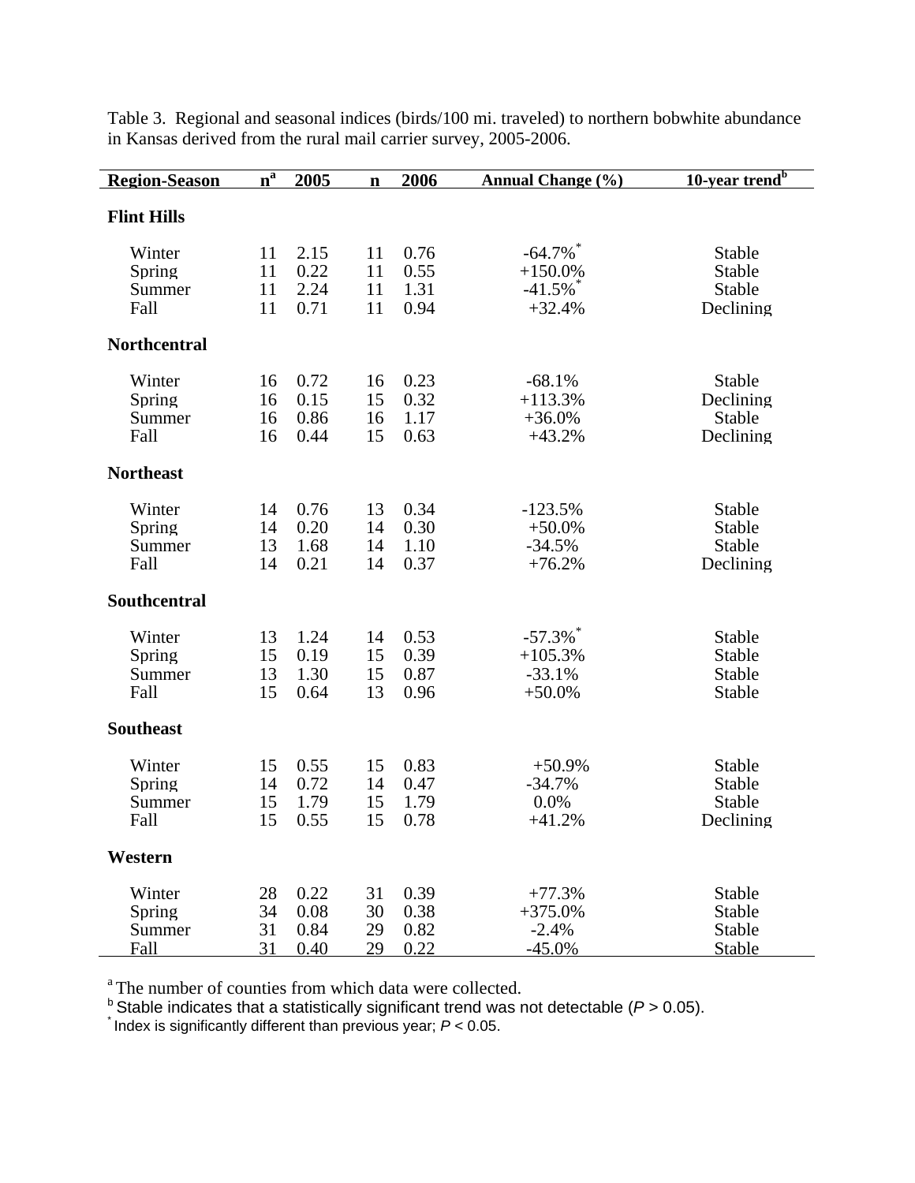Table 3. Regional and seasonal indices (birds/100 mi. traveled) to northern bobwhite abundance in Kansas derived from the rural mail carrier survey, 2005-2006.

| Region-Season | n[a] | 2005 | n | 2006 | Annual Change (%) | 10-year trend[b] |
|---|---|---|---|---|---|---|
| **Flint Hills** | | | | | | |
| Winter | 11 | 2.15 | 11 | 0.76 | -64.7%* | Stable |
| Spring | 11 | 0.22 | 11 | 0.55 | +150.0% | Stable |
| Summer | 11 | 2.24 | 11 | 1.31 | -41.5%* | Stable |
| Fall | 11 | 0.71 | 11 | 0.94 | +32.4% | Declining |
| **Northcentral** | | | | | | |
| Winter | 16 | 0.72 | 16 | 0.23 | -68.1% | Stable |
| Spring | 16 | 0.15 | 15 | 0.32 | +113.3% | Declining |
| Summer | 16 | 0.86 | 16 | 1.17 | +36.0% | Stable |
| Fall | 16 | 0.44 | 15 | 0.63 | +43.2% | Declining |
| **Northeast** | | | | | | |
| Winter | 14 | 0.76 | 13 | 0.34 | -123.5% | Stable |
| Spring | 14 | 0.20 | 14 | 0.30 | +50.0% | Stable |
| Summer | 13 | 1.68 | 14 | 1.10 | -34.5% | Stable |
| Fall | 14 | 0.21 | 14 | 0.37 | +76.2% | Declining |
| **Southcentral** | | | | | | |
| Winter | 13 | 1.24 | 14 | 0.53 | -57.3%* | Stable |
| Spring | 15 | 0.19 | 15 | 0.39 | +105.3% | Stable |
| Summer | 13 | 1.30 | 15 | 0.87 | -33.1% | Stable |
| Fall | 15 | 0.64 | 13 | 0.96 | +50.0% | Stable |
| **Southeast** | | | | | | |
| Winter | 15 | 0.55 | 15 | 0.83 | +50.9% | Stable |
| Spring | 14 | 0.72 | 14 | 0.47 | -34.7% | Stable |
| Summer | 15 | 1.79 | 15 | 1.79 | 0.0% | Stable |
| Fall | 15 | 0.55 | 15 | 0.78 | +41.2% | Declining |
| **Western** | | | | | | |
| Winter | 28 | 0.22 | 31 | 0.39 | +77.3% | Stable |
| Spring | 34 | 0.08 | 30 | 0.38 | +375.0% | Stable |
| Summer | 31 | 0.84 | 29 | 0.82 | -2.4% | Stable |
| Fall | 31 | 0.40 | 29 | 0.22 | -45.0% | Stable |

[a] The number of counties from which data were collected.
[b] Stable indicates that a statistically significant trend was not detectable ($P > 0.05$).
* Index is significantly different than previous year; $P < 0.05$.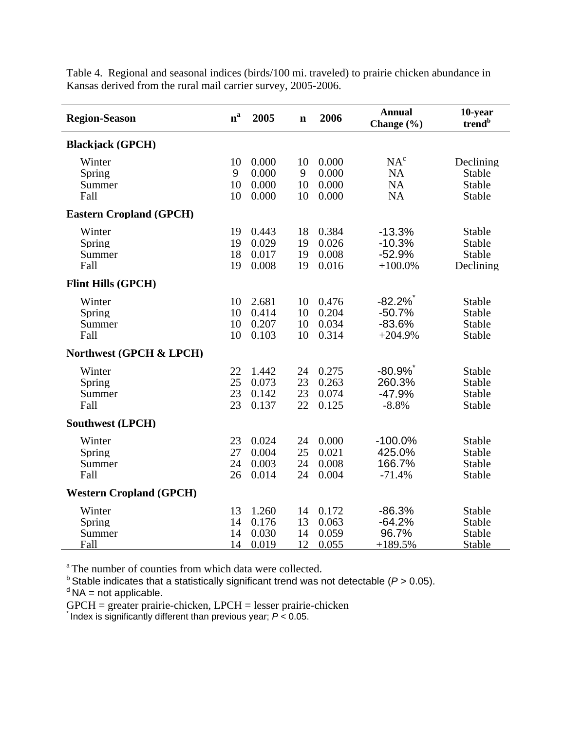Table 4. Regional and seasonal indices (birds/100 mi. traveled) to prairie chicken abundance in Kansas derived from the rural mail carrier survey, 2005-2006.

| Region-Season | n[a] | 2005 | n | 2006 | Annual Change (%) | 10-year trend[b] |
|---|---|---|---|---|---|---|
| **Blackjack (GPCH)** | | | | | | |
| Winter | 10 | 0.000 | 10 | 0.000 | NA[c] | Declining |
| Spring | 9 | 0.000 | 9 | 0.000 | NA | Stable |
| Summer | 10 | 0.000 | 10 | 0.000 | NA | Stable |
| Fall | 10 | 0.000 | 10 | 0.000 | NA | Stable |
| **Eastern Cropland (GPCH)** | | | | | | |
| Winter | 19 | 0.443 | 18 | 0.384 | -13.3% | Stable |
| Spring | 19 | 0.029 | 19 | 0.026 | -10.3% | Stable |
| Summer | 18 | 0.017 | 19 | 0.008 | -52.9% | Stable |
| Fall | 19 | 0.008 | 19 | 0.016 | +100.0% | Declining |
| **Flint Hills (GPCH)** | | | | | | |
| Winter | 10 | 2.681 | 10 | 0.476 | -82.2%* | Stable |
| Spring | 10 | 0.414 | 10 | 0.204 | -50.7% | Stable |
| Summer | 10 | 0.207 | 10 | 0.034 | -83.6% | Stable |
| Fall | 10 | 0.103 | 10 | 0.314 | +204.9% | Stable |
| **Northwest (GPCH & LPCH)** | | | | | | |
| Winter | 22 | 1.442 | 24 | 0.275 | -80.9%* | Stable |
| Spring | 25 | 0.073 | 23 | 0.263 | 260.3% | Stable |
| Summer | 23 | 0.142 | 23 | 0.074 | -47.9% | Stable |
| Fall | 23 | 0.137 | 22 | 0.125 | -8.8% | Stable |
| **Southwest (LPCH)** | | | | | | |
| Winter | 23 | 0.024 | 24 | 0.000 | -100.0% | Stable |
| Spring | 27 | 0.004 | 25 | 0.021 | 425.0% | Stable |
| Summer | 24 | 0.003 | 24 | 0.008 | 166.7% | Stable |
| Fall | 26 | 0.014 | 24 | 0.004 | -71.4% | Stable |
| **Western Cropland (GPCH)** | | | | | | |
| Winter | 13 | 1.260 | 14 | 0.172 | -86.3% | Stable |
| Spring | 14 | 0.176 | 13 | 0.063 | -64.2% | Stable |
| Summer | 14 | 0.030 | 14 | 0.059 | 96.7% | Stable |
| Fall | 14 | 0.019 | 12 | 0.055 | +189.5% | Stable |

[a] The number of counties from which data were collected.
[b] Stable indicates that a statistically significant trend was not detectable ($P > 0.05$).
[d] NA = not applicable.
GPCH = greater prairie-chicken, LPCH = lesser prairie-chicken
* Index is significantly different than previous year; $P < 0.05$.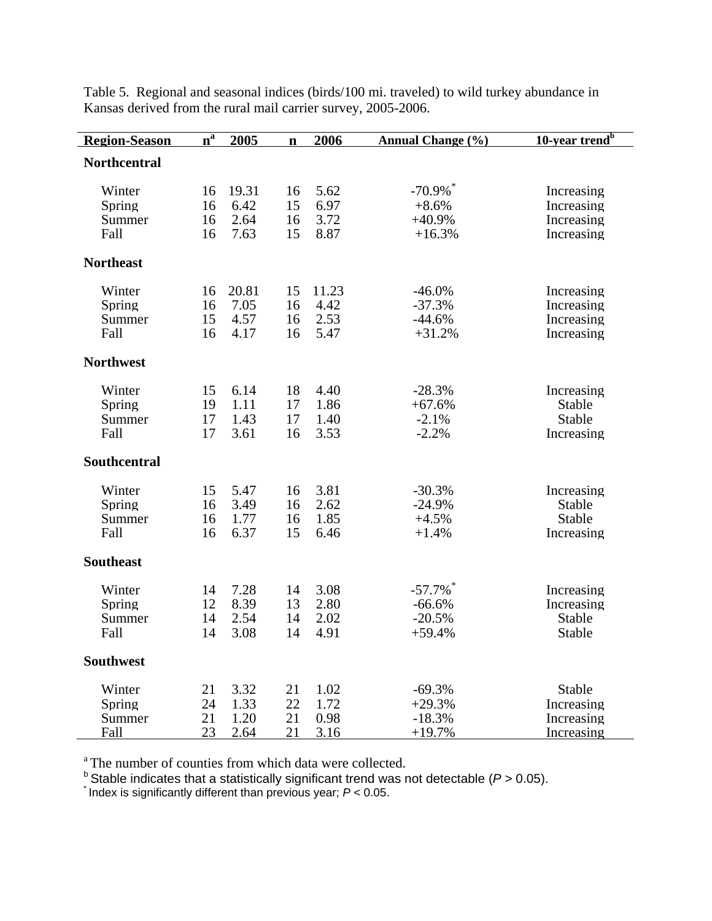Table 5. Regional and seasonal indices (birds/100 mi. traveled) to wild turkey abundance in Kansas derived from the rural mail carrier survey, 2005-2006.

| Region-Season | n[a] | 2005 | n | 2006 | Annual Change (%) | 10-year trend[b] |
|---|---|---|---|---|---|---|
| **Northcentral** | | | | | | |
| Winter | 16 | 19.31 | 16 | 5.62 | -70.9%* | Increasing |
| Spring | 16 | 6.42 | 15 | 6.97 | +8.6% | Increasing |
| Summer | 16 | 2.64 | 16 | 3.72 | +40.9% | Increasing |
| Fall | 16 | 7.63 | 15 | 8.87 | +16.3% | Increasing |
| **Northeast** | | | | | | |
| Winter | 16 | 20.81 | 15 | 11.23 | -46.0% | Increasing |
| Spring | 16 | 7.05 | 16 | 4.42 | -37.3% | Increasing |
| Summer | 15 | 4.57 | 16 | 2.53 | -44.6% | Increasing |
| Fall | 16 | 4.17 | 16 | 5.47 | +31.2% | Increasing |
| **Northwest** | | | | | | |
| Winter | 15 | 6.14 | 18 | 4.40 | -28.3% | Increasing |
| Spring | 19 | 1.11 | 17 | 1.86 | +67.6% | Stable |
| Summer | 17 | 1.43 | 17 | 1.40 | -2.1% | Stable |
| Fall | 17 | 3.61 | 16 | 3.53 | -2.2% | Increasing |
| **Southcentral** | | | | | | |
| Winter | 15 | 5.47 | 16 | 3.81 | -30.3% | Increasing |
| Spring | 16 | 3.49 | 16 | 2.62 | -24.9% | Stable |
| Summer | 16 | 1.77 | 16 | 1.85 | +4.5% | Stable |
| Fall | 16 | 6.37 | 15 | 6.46 | +1.4% | Increasing |
| **Southeast** | | | | | | |
| Winter | 14 | 7.28 | 14 | 3.08 | -57.7%* | Increasing |
| Spring | 12 | 8.39 | 13 | 2.80 | -66.6% | Increasing |
| Summer | 14 | 2.54 | 14 | 2.02 | -20.5% | Stable |
| Fall | 14 | 3.08 | 14 | 4.91 | +59.4% | Stable |
| **Southwest** | | | | | | |
| Winter | 21 | 3.32 | 21 | 1.02 | -69.3% | Stable |
| Spring | 24 | 1.33 | 22 | 1.72 | +29.3% | Increasing |
| Summer | 21 | 1.20 | 21 | 0.98 | -18.3% | Increasing |
| Fall | 23 | 2.64 | 21 | 3.16 | +19.7% | Increasing |

[a] The number of counties from which data were collected.
[b] Stable indicates that a statistically significant trend was not detectable ($P > 0.05$).
* Index is significantly different than previous year; $P < 0.05$.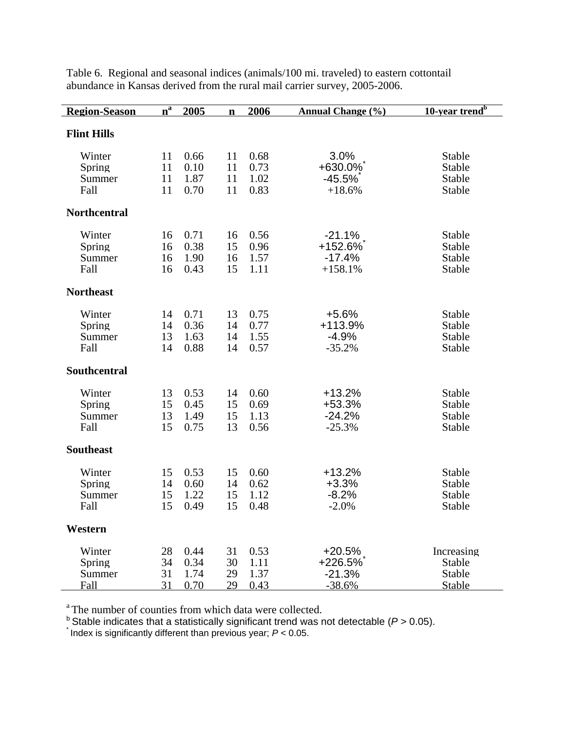Table 6. Regional and seasonal indices (animals/100 mi. traveled) to eastern cottontail abundance in Kansas derived from the rural mail carrier survey, 2005-2006.

| Region-Season | n[a] | 2005 | n | 2006 | Annual Change (%) | 10-year trend[b] |
|---|---|---|---|---|---|---|
| **Flint Hills** | | | | | | |
| Winter | 11 | 0.66 | 11 | 0.68 | 3.0% | Stable |
| Spring | 11 | 0.10 | 11 | 0.73 | +630.0%* | Stable |
| Summer | 11 | 1.87 | 11 | 1.02 | -45.5%* | Stable |
| Fall | 11 | 0.70 | 11 | 0.83 | +18.6% | Stable |
| **Northcentral** | | | | | | |
| Winter | 16 | 0.71 | 16 | 0.56 | -21.1% | Stable |
| Spring | 16 | 0.38 | 15 | 0.96 | +152.6%* | Stable |
| Summer | 16 | 1.90 | 16 | 1.57 | -17.4% | Stable |
| Fall | 16 | 0.43 | 15 | 1.11 | +158.1% | Stable |
| **Northeast** | | | | | | |
| Winter | 14 | 0.71 | 13 | 0.75 | +5.6% | Stable |
| Spring | 14 | 0.36 | 14 | 0.77 | +113.9% | Stable |
| Summer | 13 | 1.63 | 14 | 1.55 | -4.9% | Stable |
| Fall | 14 | 0.88 | 14 | 0.57 | -35.2% | Stable |
| **Southcentral** | | | | | | |
| Winter | 13 | 0.53 | 14 | 0.60 | +13.2% | Stable |
| Spring | 15 | 0.45 | 15 | 0.69 | +53.3% | Stable |
| Summer | 13 | 1.49 | 15 | 1.13 | -24.2% | Stable |
| Fall | 15 | 0.75 | 13 | 0.56 | -25.3% | Stable |
| **Southeast** | | | | | | |
| Winter | 15 | 0.53 | 15 | 0.60 | +13.2% | Stable |
| Spring | 14 | 0.60 | 14 | 0.62 | +3.3% | Stable |
| Summer | 15 | 1.22 | 15 | 1.12 | -8.2% | Stable |
| Fall | 15 | 0.49 | 15 | 0.48 | -2.0% | Stable |
| **Western** | | | | | | |
| Winter | 28 | 0.44 | 31 | 0.53 | +20.5% | Increasing |
| Spring | 34 | 0.34 | 30 | 1.11 | +226.5%* | Stable |
| Summer | 31 | 1.74 | 29 | 1.37 | -21.3% | Stable |
| Fall | 31 | 0.70 | 29 | 0.43 | -38.6% | Stable |

[a] The number of counties from which data were collected.
[b] Stable indicates that a statistically significant trend was not detectable ($P > 0.05$).
* Index is significantly different than previous year; $P < 0.05$.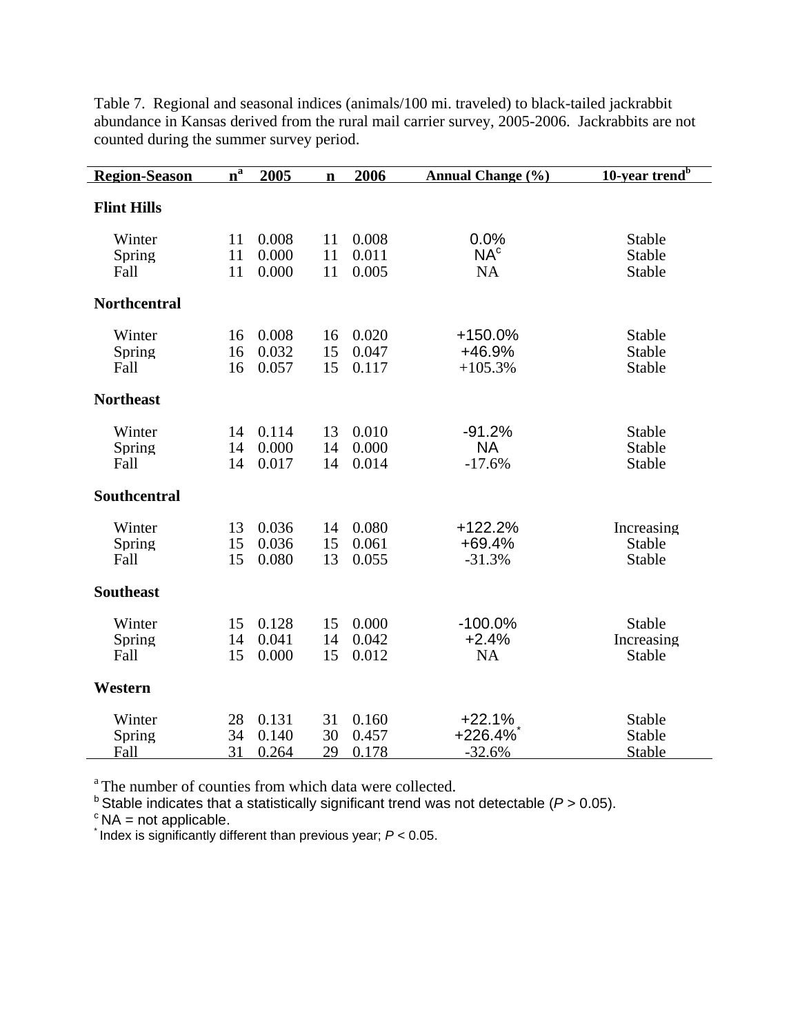Table 7. Regional and seasonal indices (animals/100 mi. traveled) to black-tailed jackrabbit abundance in Kansas derived from the rural mail carrier survey, 2005-2006. Jackrabbits are not counted during the summer survey period.

| Region-Season | n[a] | 2005 | n | 2006 | Annual Change (%) | 10-year trend[b] |
|---|---|---|---|---|---|---|
| **Flint Hills** | | | | | | |
| Winter | 11 | 0.008 | 11 | 0.008 | 0.0% | Stable |
| Spring | 11 | 0.000 | 11 | 0.011 | NA[c] | Stable |
| Fall | 11 | 0.000 | 11 | 0.005 | NA | Stable |
| **Northcentral** | | | | | | |
| Winter | 16 | 0.008 | 16 | 0.020 | +150.0% | Stable |
| Spring | 16 | 0.032 | 15 | 0.047 | +46.9% | Stable |
| Fall | 16 | 0.057 | 15 | 0.117 | +105.3% | Stable |
| **Northeast** | | | | | | |
| Winter | 14 | 0.114 | 13 | 0.010 | -91.2% | Stable |
| Spring | 14 | 0.000 | 14 | 0.000 | NA | Stable |
| Fall | 14 | 0.017 | 14 | 0.014 | -17.6% | Stable |
| **Southcentral** | | | | | | |
| Winter | 13 | 0.036 | 14 | 0.080 | +122.2% | Increasing |
| Spring | 15 | 0.036 | 15 | 0.061 | +69.4% | Stable |
| Fall | 15 | 0.080 | 13 | 0.055 | -31.3% | Stable |
| **Southeast** | | | | | | |
| Winter | 15 | 0.128 | 15 | 0.000 | -100.0% | Stable |
| Spring | 14 | 0.041 | 14 | 0.042 | +2.4% | Increasing |
| Fall | 15 | 0.000 | 15 | 0.012 | NA | Stable |
| **Western** | | | | | | |
| Winter | 28 | 0.131 | 31 | 0.160 | +22.1% | Stable |
| Spring | 34 | 0.140 | 30 | 0.457 | +226.4%* | Stable |
| Fall | 31 | 0.264 | 29 | 0.178 | -32.6% | Stable |

[a] The number of counties from which data were collected.
[b] Stable indicates that a statistically significant trend was not detectable ($P > 0.05$).
[c] NA = not applicable.
* Index is significantly different than previous year; $P < 0.05$.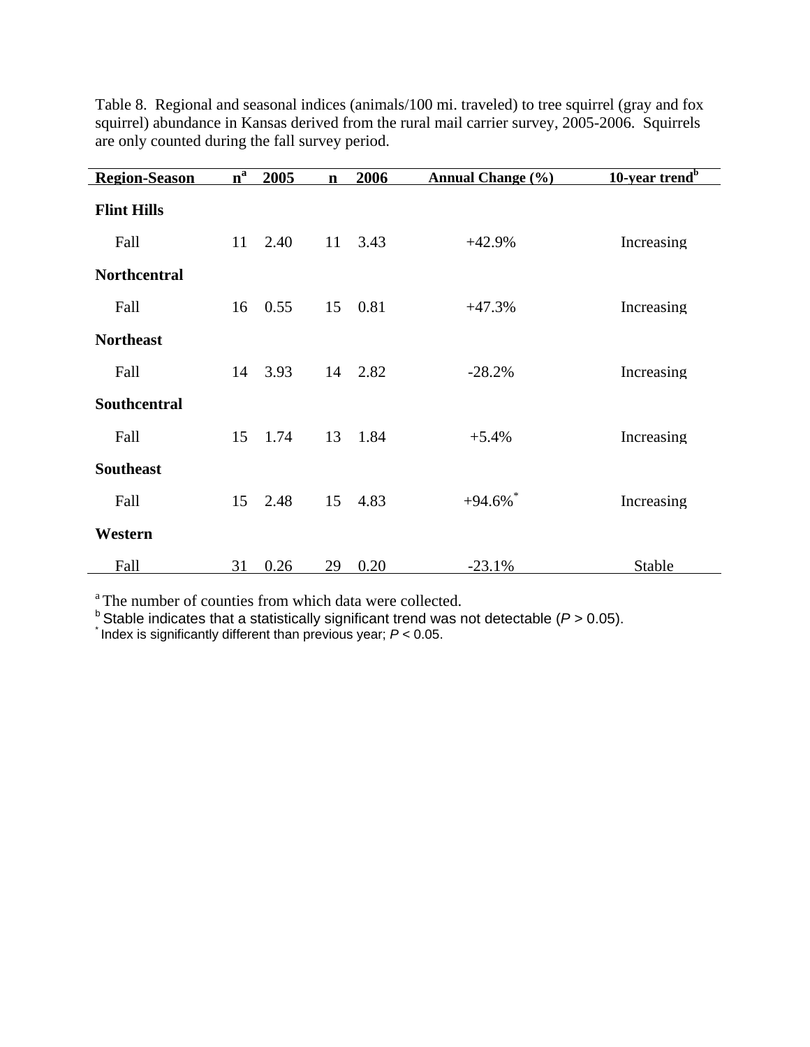Table 8. Regional and seasonal indices (animals/100 mi. traveled) to tree squirrel (gray and fox squirrel) abundance in Kansas derived from the rural mail carrier survey, 2005-2006. Squirrels are only counted during the fall survey period.

| Region-Season | n[a] | 2005 | n | 2006 | Annual Change (%) | 10-year trend[b] |
|---|---|---|---|---|---|---|
| **Flint Hills** | | | | | | |
| Fall | 11 | 2.40 | 11 | 3.43 | +42.9% | Increasing |
| **Northcentral** | | | | | | |
| Fall | 16 | 0.55 | 15 | 0.81 | +47.3% | Increasing |
| **Northeast** | | | | | | |
| Fall | 14 | 3.93 | 14 | 2.82 | -28.2% | Increasing |
| **Southcentral** | | | | | | |
| Fall | 15 | 1.74 | 13 | 1.84 | +5.4% | Increasing |
| **Southeast** | | | | | | |
| Fall | 15 | 2.48 | 15 | 4.83 | +94.6%* | Increasing |
| **Western** | | | | | | |
| Fall | 31 | 0.26 | 29 | 0.20 | -23.1% | Stable |

[a] The number of counties from which data were collected.
[b] Stable indicates that a statistically significant trend was not detectable ($P > 0.05$).
* Index is significantly different than previous year; $P < 0.05$.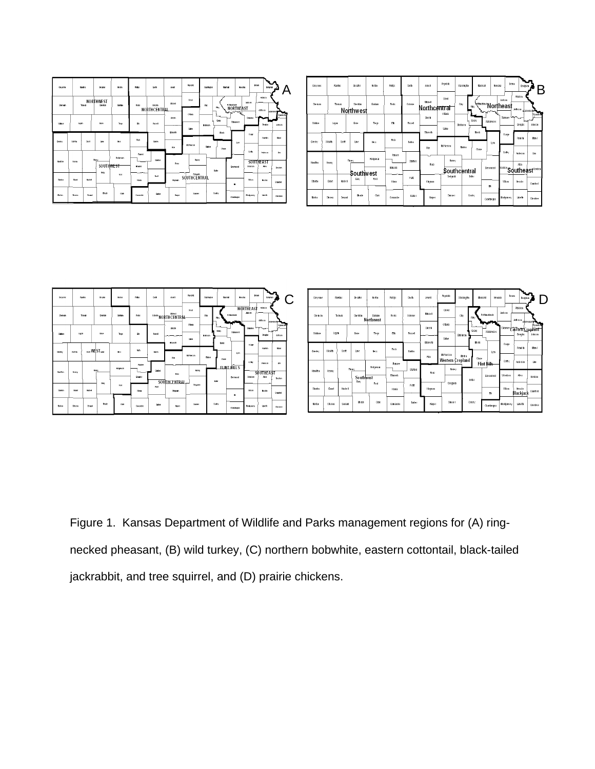Figure 1. Kansas Department of Wildlife and Parks management regions for (A) ring-necked pheasant, (B) wild turkey, (C) northern bobwhite, eastern cottontail, black-tailed jackrabbit, and tree squirrel, and (D) prairie chickens.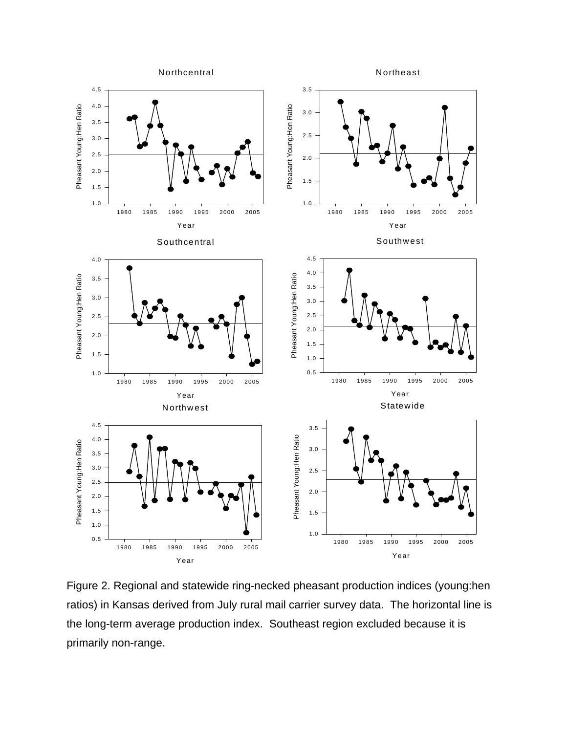Figure 2. Regional and statewide ring-necked pheasant production indices (young:hen ratios) in Kansas derived from July rural mail carrier survey data. The horizontal line is the long-term average production index. Southeast region excluded because it is primarily non-range.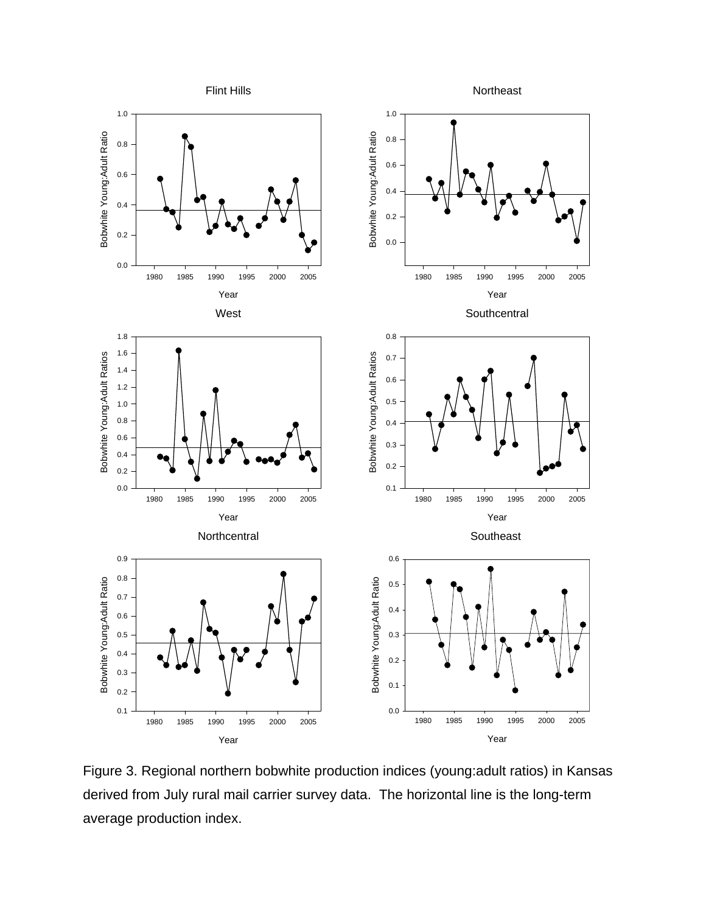Figure 3. Regional northern bobwhite production indices (young:adult ratios) in Kansas derived from July rural mail carrier survey data. The horizontal line is the long-term average production index.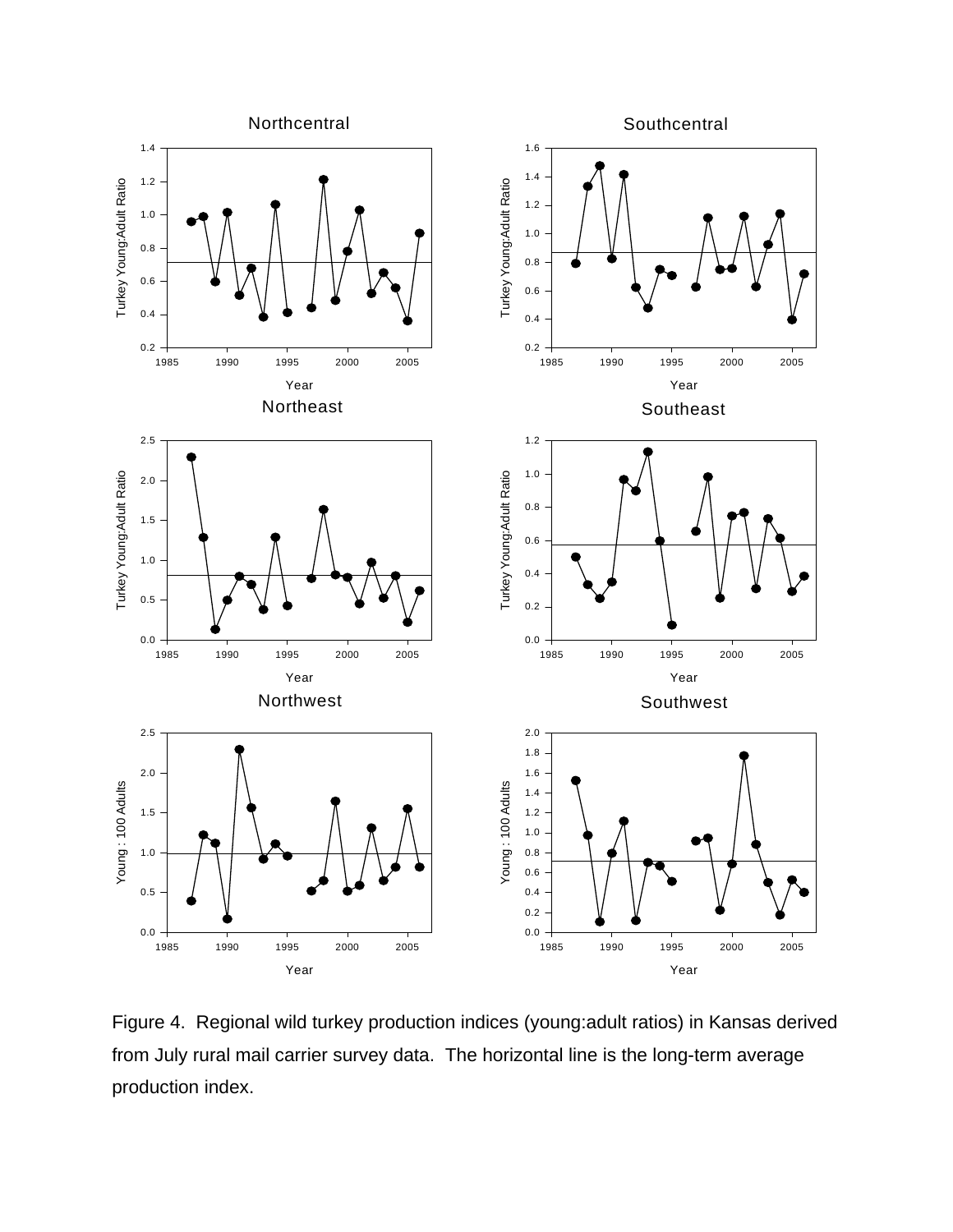Figure 4. Regional wild turkey production indices (young:adult ratios) in Kansas derived from July rural mail carrier survey data. The horizontal line is the long-term average production index.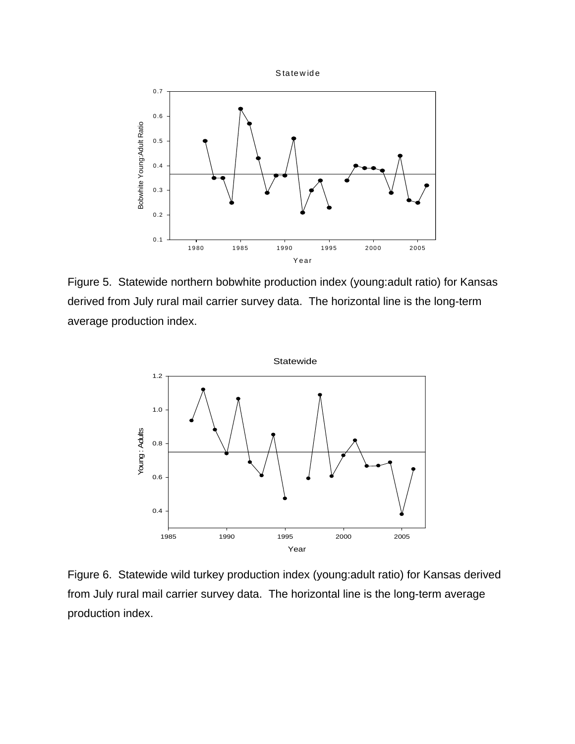Figure 5. Statewide northern bobwhite production index (young:adult ratio) for Kansas derived from July rural mail carrier survey data. The horizontal line is the long-term average production index.

Figure 6. Statewide wild turkey production index (young:adult ratio) for Kansas derived from July rural mail carrier survey data. The horizontal line is the long-term average production index.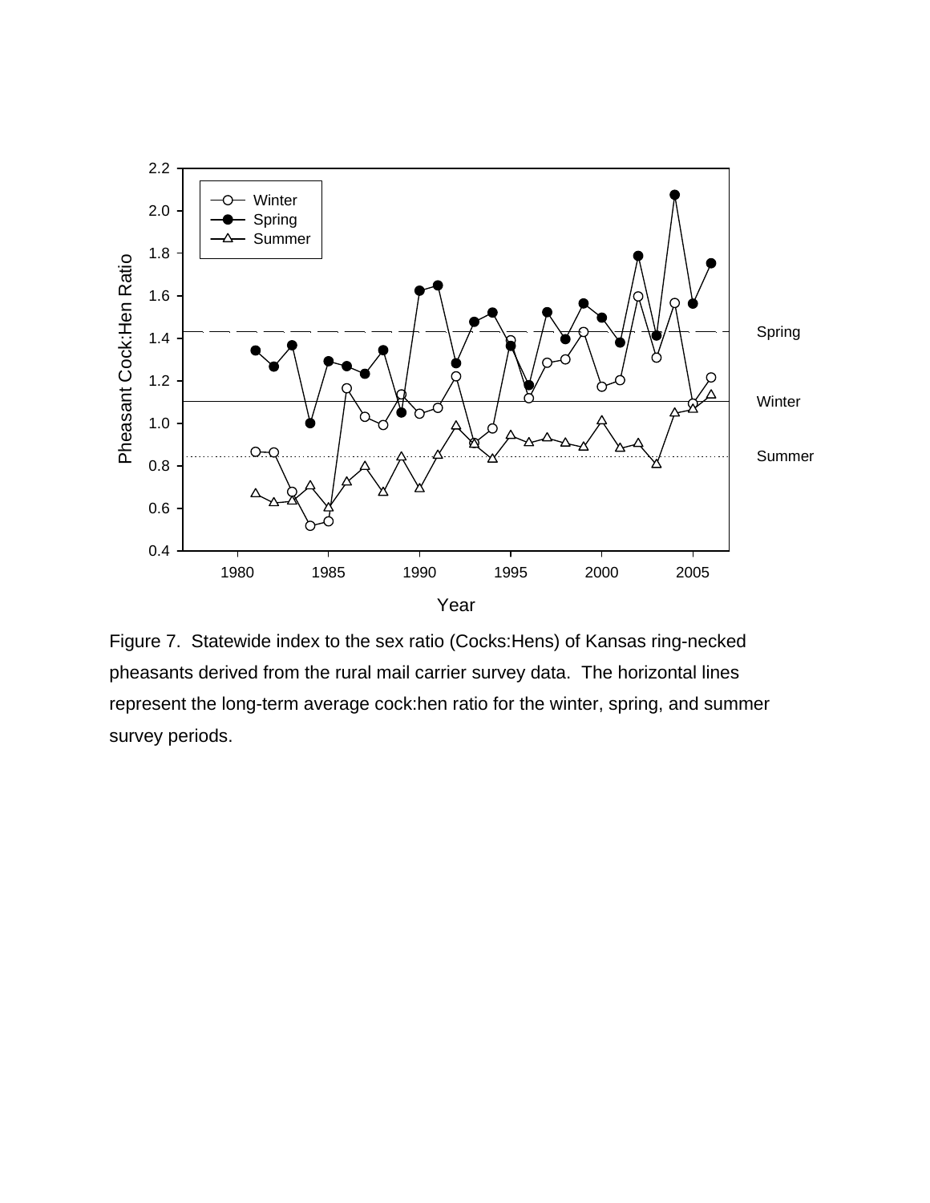2.2
2.0
1.8
1.6
1.4
1.2
1.0
0.8
0.6
0.4

Pheasant Cock:Hen Ratio

Winter
Spring
Summer

Spring
Winter
Summer

1980 1985 1990 1995 2000 2005

Year

Figure 7. Statewide index to the sex ratio (Cocks:Hens) of Kansas ring-necked pheasants derived from the rural mail carrier survey data. The horizontal lines represent the long-term average cock:hen ratio for the winter, spring, and summer survey periods.